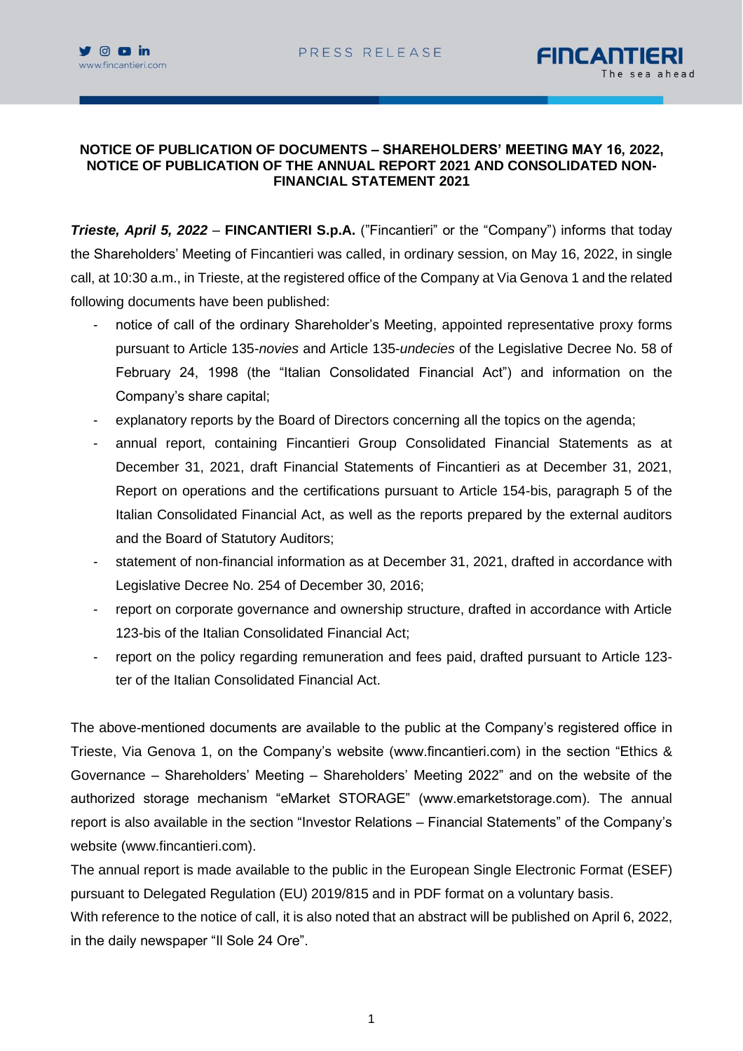**NOTICE OF PUBLICATION OF DOCUMENTS – SHAREHOLDERS' MEETING MAY 16, 2022, NOTICE OF PUBLICATION OF THE ANNUAL REPORT 2021 AND CONSOLIDATED NON-FINANCIAL STATEMENT 2021**

***Trieste, April 5, 2022*** – **FINCANTIERI S.p.A.** ("Fincantieri" or the "Company") informs that today the Shareholders' Meeting of Fincantieri was called, in ordinary session, on May 16, 2022, in single call, at 10:30 a.m., in Trieste, at the registered office of the Company at Via Genova 1 and the related following documents have been published:

- notice of call of the ordinary Shareholder's Meeting, appointed representative proxy forms pursuant to Article 135-*novies* and Article 135-*undecies* of the Legislative Decree No. 58 of February 24, 1998 (the "Italian Consolidated Financial Act") and information on the Company's share capital;
- explanatory reports by the Board of Directors concerning all the topics on the agenda;
- annual report, containing Fincantieri Group Consolidated Financial Statements as at December 31, 2021, draft Financial Statements of Fincantieri as at December 31, 2021, Report on operations and the certifications pursuant to Article 154-bis, paragraph 5 of the Italian Consolidated Financial Act, as well as the reports prepared by the external auditors and the Board of Statutory Auditors;
- statement of non-financial information as at December 31, 2021, drafted in accordance with Legislative Decree No. 254 of December 30, 2016;
- report on corporate governance and ownership structure, drafted in accordance with Article 123-bis of the Italian Consolidated Financial Act;
- report on the policy regarding remuneration and fees paid, drafted pursuant to Article 123-ter of the Italian Consolidated Financial Act.

The above-mentioned documents are available to the public at the Company's registered office in Trieste, Via Genova 1, on the Company's website (www.fincantieri.com) in the section "Ethics & Governance – Shareholders' Meeting – Shareholders' Meeting 2022" and on the website of the authorized storage mechanism "eMarket STORAGE" (www.emarketstorage.com). The annual report is also available in the section "Investor Relations – Financial Statements" of the Company's website (www.fincantieri.com).

The annual report is made available to the public in the European Single Electronic Format (ESEF) pursuant to Delegated Regulation (EU) 2019/815 and in PDF format on a voluntary basis.

With reference to the notice of call, it is also noted that an abstract will be published on April 6, 2022, in the daily newspaper "Il Sole 24 Ore".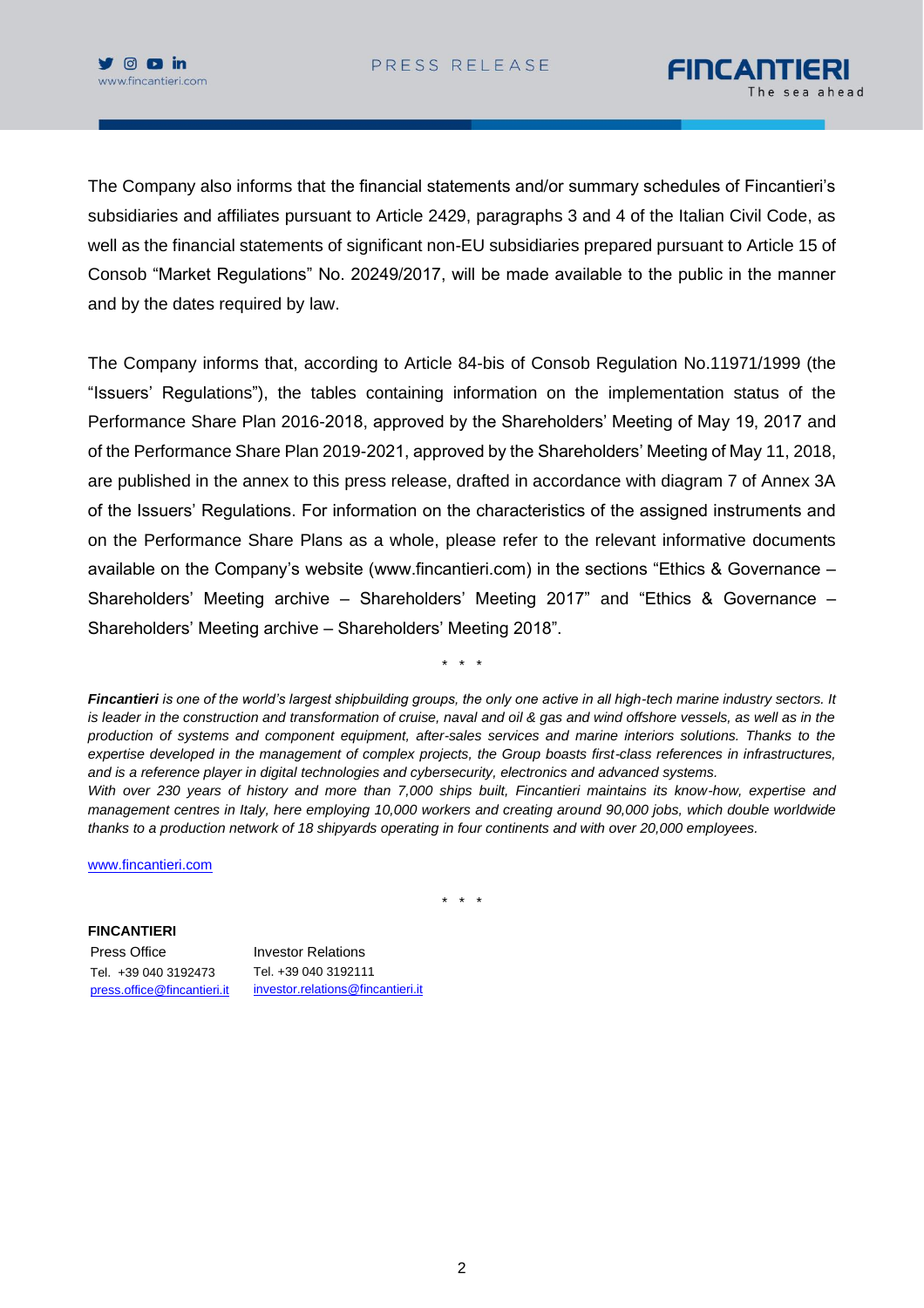The Company also informs that the financial statements and/or summary schedules of Fincantieri's subsidiaries and affiliates pursuant to Article 2429, paragraphs 3 and 4 of the Italian Civil Code, as well as the financial statements of significant non-EU subsidiaries prepared pursuant to Article 15 of Consob "Market Regulations" No. 20249/2017, will be made available to the public in the manner and by the dates required by law.

The Company informs that, according to Article 84-bis of Consob Regulation No.11971/1999 (the "Issuers' Regulations"), the tables containing information on the implementation status of the Performance Share Plan 2016-2018, approved by the Shareholders' Meeting of May 19, 2017 and of the Performance Share Plan 2019-2021, approved by the Shareholders' Meeting of May 11, 2018, are published in the annex to this press release, drafted in accordance with diagram 7 of Annex 3A of the Issuers' Regulations. For information on the characteristics of the assigned instruments and on the Performance Share Plans as a whole, please refer to the relevant informative documents available on the Company's website (www.fincantieri.com) in the sections "Ethics & Governance – Shareholders' Meeting archive – Shareholders' Meeting 2017" and "Ethics & Governance – Shareholders' Meeting archive – Shareholders' Meeting 2018".

\* \* \*

***Fincantieri** is one of the world's largest shipbuilding groups, the only one active in all high-tech marine industry sectors. It is leader in the construction and transformation of cruise, naval and oil & gas and wind offshore vessels, as well as in the production of systems and component equipment, after-sales services and marine interiors solutions. Thanks to the expertise developed in the management of complex projects, the Group boasts first-class references in infrastructures, and is a reference player in digital technologies and cybersecurity, electronics and advanced systems.*
*With over 230 years of history and more than 7,000 ships built, Fincantieri maintains its know-how, expertise and management centres in Italy, here employing 10,000 workers and creating around 90,000 jobs, which double worldwide thanks to a production network of 18 shipyards operating in four continents and with over 20,000 employees.*

www.fincantieri.com

\* \* \*

**FINCANTIERI**

| Press Office | Investor Relations |
|---|---|
| Tel. +39 040 3192473 | Tel. +39 040 3192111 |
| press.office@fincantieri.it | investor.relations@fincantieri.it |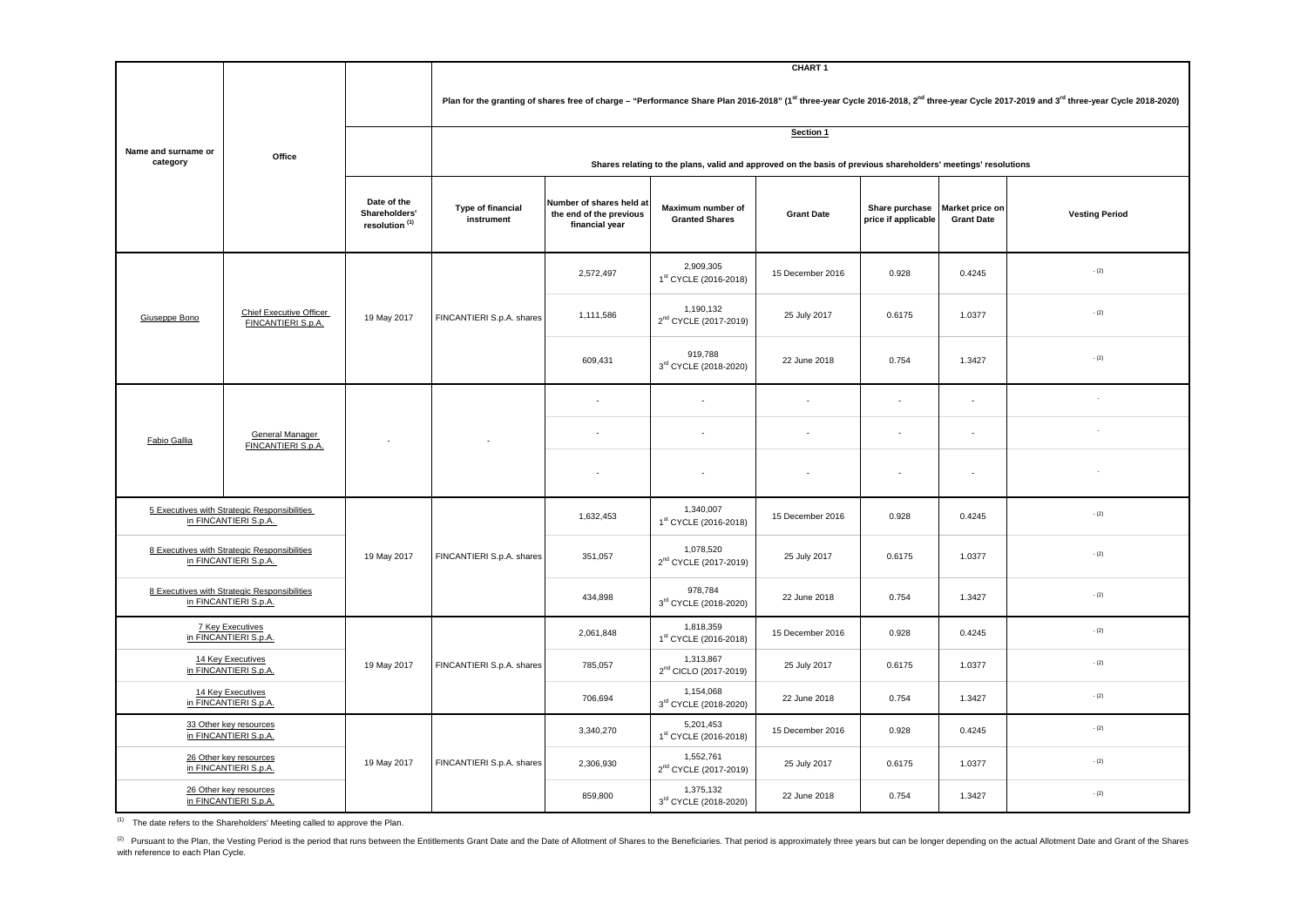| Name and surname or category | Office | | CHART 1 | | | | | | |
|---|---|---|---|---|---|---|---|---|---|
| | | | Plan for the granting of shares free of charge – "Performance Share Plan 2016-2018" (1st three-year Cycle 2016-2018, 2nd three-year Cycle 2017-2019 and 3rd three-year Cycle 2018-2020) | | | | | | |
| | | | Section 1 | | | | | | |
| | | | Shares relating to the plans, valid and approved on the basis of previous shareholders' meetings' resolutions | | | | | | |
| | | Date of the Shareholders' resolution [1] | Type of financial instrument | Number of shares held at the end of the previous financial year | Maximum number of Granted Shares | Grant Date | Share purchase price if applicable | Market price on Grant Date | Vesting Period |
| Giuseppe Bono | Chief Executive Officer FINCANTIERI S.p.A. | 19 May 2017 | FINCANTIERI S.p.A. shares | 2,572,497 | 2,909,305 1st CYCLE (2016-2018) | 15 December 2016 | 0.928 | 0.4245 | - [2] |
| | | | | 1,111,586 | 1,190,132 2nd CYCLE (2017-2019) | 25 July 2017 | 0.6175 | 1.0377 | - [2] |
| | | | | 609,431 | 919,788 3rd CYCLE (2018-2020) | 22 June 2018 | 0.754 | 1.3427 | - [2] |
| Fabio Gallia | General Manager FINCANTIERI S.p.A. | - | - | - | - | - | - | - | - |
| | | | | - | - | - | - | - | - |
| | | | | - | - | - | - | - | - |
| 5 Executives with Strategic Responsibilities in FINCANTIERI S.p.A. | | 19 May 2017 | FINCANTIERI S.p.A. shares | 1,632,453 | 1,340,007 1st CYCLE (2016-2018) | 15 December 2016 | 0.928 | 0.4245 | - [2] |
| 8 Executives with Strategic Responsibilities in FINCANTIERI S.p.A. | | | | 351,057 | 1,078,520 2nd CYCLE (2017-2019) | 25 July 2017 | 0.6175 | 1.0377 | - [2] |
| 8 Executives with Strategic Responsibilities in FINCANTIERI S.p.A. | | | | 434,898 | 978,784 3rd CYCLE (2018-2020) | 22 June 2018 | 0.754 | 1.3427 | - [2] |
| 7 Key Executives in FINCANTIERI S.p.A. | | 19 May 2017 | FINCANTIERI S.p.A. shares | 2,061,848 | 1,818,359 1st CYCLE (2016-2018) | 15 December 2016 | 0.928 | 0.4245 | - [2] |
| 14 Key Executives in FINCANTIERI S.p.A. | | | | 785,057 | 1,313,867 2nd CICLO (2017-2019) | 25 July 2017 | 0.6175 | 1.0377 | - [2] |
| 14 Key Executives in FINCANTIERI S.p.A. | | | | 706,694 | 1,154,068 3rd CYCLE (2018-2020) | 22 June 2018 | 0.754 | 1.3427 | - [2] |
| 33 Other key resources in FINCANTIERI S.p.A. | | 19 May 2017 | FINCANTIERI S.p.A. shares | 3,340,270 | 5,201,453 1st CYCLE (2016-2018) | 15 December 2016 | 0.928 | 0.4245 | - [2] |
| 26 Other key resources in FINCANTIERI S.p.A. | | | | 2,306,930 | 1,552,761 2nd CYCLE (2017-2019) | 25 July 2017 | 0.6175 | 1.0377 | - [2] |
| 26 Other key resources in FINCANTIERI S.p.A. | | | | 859,800 | 1,375,132 3rd CYCLE (2018-2020) | 22 June 2018 | 0.754 | 1.3427 | - [2] |

[1] The date refers to the Shareholders' Meeting called to approve the Plan.

[2] Pursuant to the Plan, the Vesting Period is the period that runs between the Entitlements Grant Date and the Date of Allotment of Shares to the Beneficiaries. That period is approximately three years but can be longer depending on the actual Allotment Date and Grant of the Shares with reference to each Plan Cycle.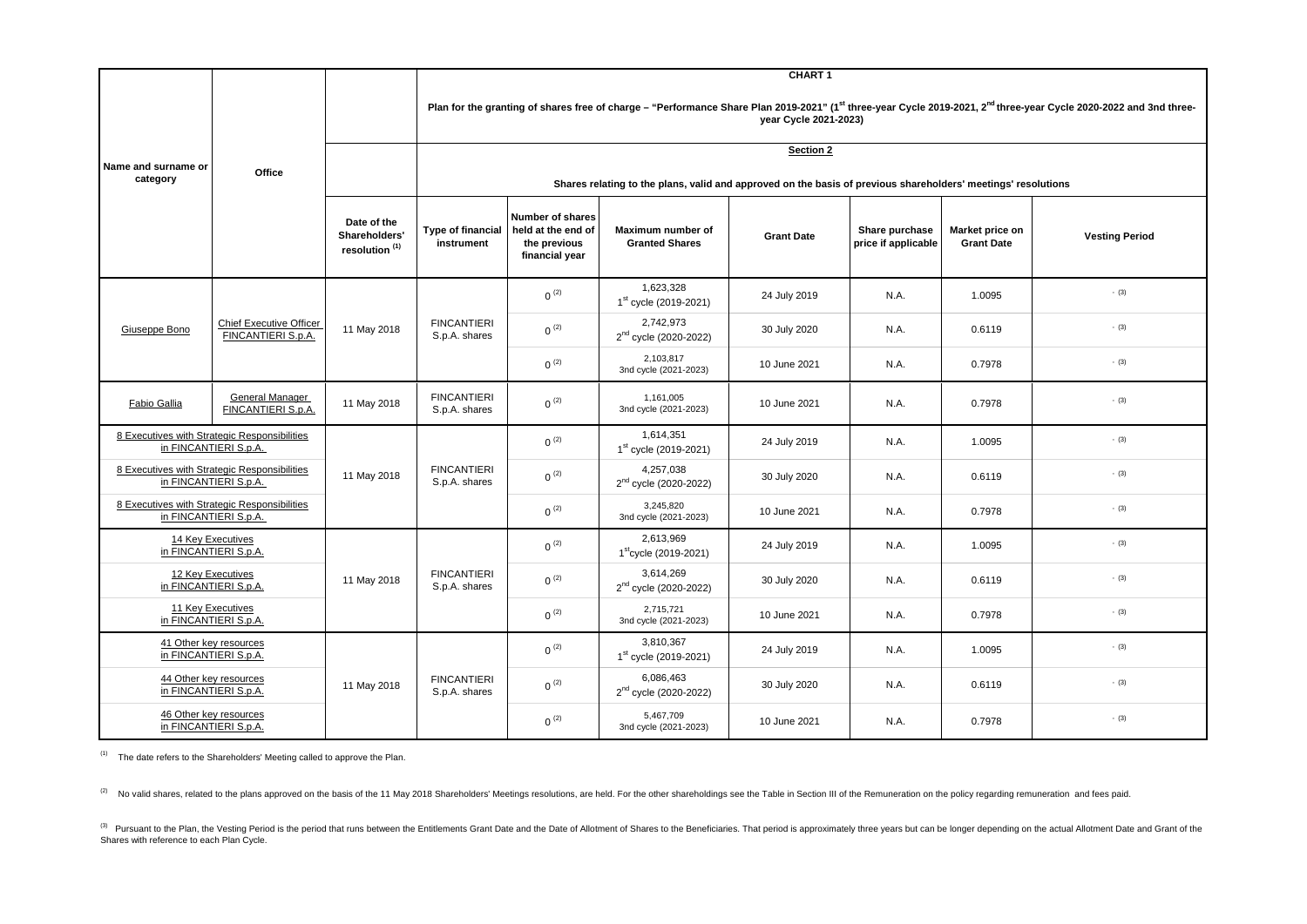| Name and surname or category | Office | CHART 1 | | | | | | | |
|---|---|---|---|---|---|---|---|---|---|
| | | Plan for the granting of shares free of charge – "Performance Share Plan 2019-2021" (1st three-year Cycle 2019-2021, 2nd three-year Cycle 2020-2022 and 3nd three-year Cycle 2021-2023) | | | | | | | |
| | | Section 2 | | | | | | | |
| | | Shares relating to the plans, valid and approved on the basis of previous shareholders' meetings' resolutions | | | | | | | |
| | | Date of the Shareholders' resolution [1] | Type of financial instrument | Number of shares held at the end of the previous financial year | Maximum number of Granted Shares | Grant Date | Share purchase price if applicable | Market price on Grant Date | Vesting Period |
| Giuseppe Bono | Chief Executive Officer FINCANTIERI S.p.A. | 11 May 2018 | FINCANTIERI S.p.A. shares | 0 [2] | 1,623,328 1st cycle (2019-2021) | 24 July 2019 | N.A. | 1.0095 | - [3] |
| | | | | 0 [2] | 2,742,973 2nd cycle (2020-2022) | 30 July 2020 | N.A. | 0.6119 | - [3] |
| | | | | 0 [2] | 2,103,817 3nd cycle (2021-2023) | 10 June 2021 | N.A. | 0.7978 | - [3] |
| Fabio Gallia | General Manager FINCANTIERI S.p.A. | 11 May 2018 | FINCANTIERI S.p.A. shares | 0 [2] | 1,161,005 3nd cycle (2021-2023) | 10 June 2021 | N.A. | 0.7978 | - [3] |
| 8 Executives with Strategic Responsibilities in FINCANTIERI S.p.A. | | 11 May 2018 | FINCANTIERI S.p.A. shares | 0 [2] | 1,614,351 1st cycle (2019-2021) | 24 July 2019 | N.A. | 1.0095 | - [3] |
| 8 Executives with Strategic Responsibilities in FINCANTIERI S.p.A. | | | | 0 [2] | 4,257,038 2nd cycle (2020-2022) | 30 July 2020 | N.A. | 0.6119 | - [3] |
| 8 Executives with Strategic Responsibilities in FINCANTIERI S.p.A. | | | | 0 [2] | 3,245,820 3nd cycle (2021-2023) | 10 June 2021 | N.A. | 0.7978 | - [3] |
| 14 Key Executives in FINCANTIERI S.p.A. | | 11 May 2018 | FINCANTIERI S.p.A. shares | 0 [2] | 2,613,969 1stcycle (2019-2021) | 24 July 2019 | N.A. | 1.0095 | - [3] |
| 12 Key Executives in FINCANTIERI S.p.A. | | | | 0 [2] | 3,614,269 2nd cycle (2020-2022) | 30 July 2020 | N.A. | 0.6119 | - [3] |
| 11 Key Executives in FINCANTIERI S.p.A. | | | | 0 [2] | 2,715,721 3nd cycle (2021-2023) | 10 June 2021 | N.A. | 0.7978 | - [3] |
| 41 Other key resources in FINCANTIERI S.p.A. | | 11 May 2018 | FINCANTIERI S.p.A. shares | 0 [2] | 3,810,367 1st cycle (2019-2021) | 24 July 2019 | N.A. | 1.0095 | - [3] |
| 44 Other key resources in FINCANTIERI S.p.A. | | | | 0 [2] | 6,086,463 2nd cycle (2020-2022) | 30 July 2020 | N.A. | 0.6119 | - [3] |
| 46 Other key resources in FINCANTIERI S.p.A. | | | | 0 [2] | 5,467,709 3nd cycle (2021-2023) | 10 June 2021 | N.A. | 0.7978 | - [3] |

[1] The date refers to the Shareholders' Meeting called to approve the Plan.

[2] No valid shares, related to the plans approved on the basis of the 11 May 2018 Shareholders' Meetings resolutions, are held. For the other shareholdings see the Table in Section III of the Remuneration on the policy regarding remuneration and fees paid.

[3] Pursuant to the Plan, the Vesting Period is the period that runs between the Entitlements Grant Date and the Date of Allotment of Shares to the Beneficiaries. That period is approximately three years but can be longer depending on the actual Allotment Date and Grant of the Shares with reference to each Plan Cycle.